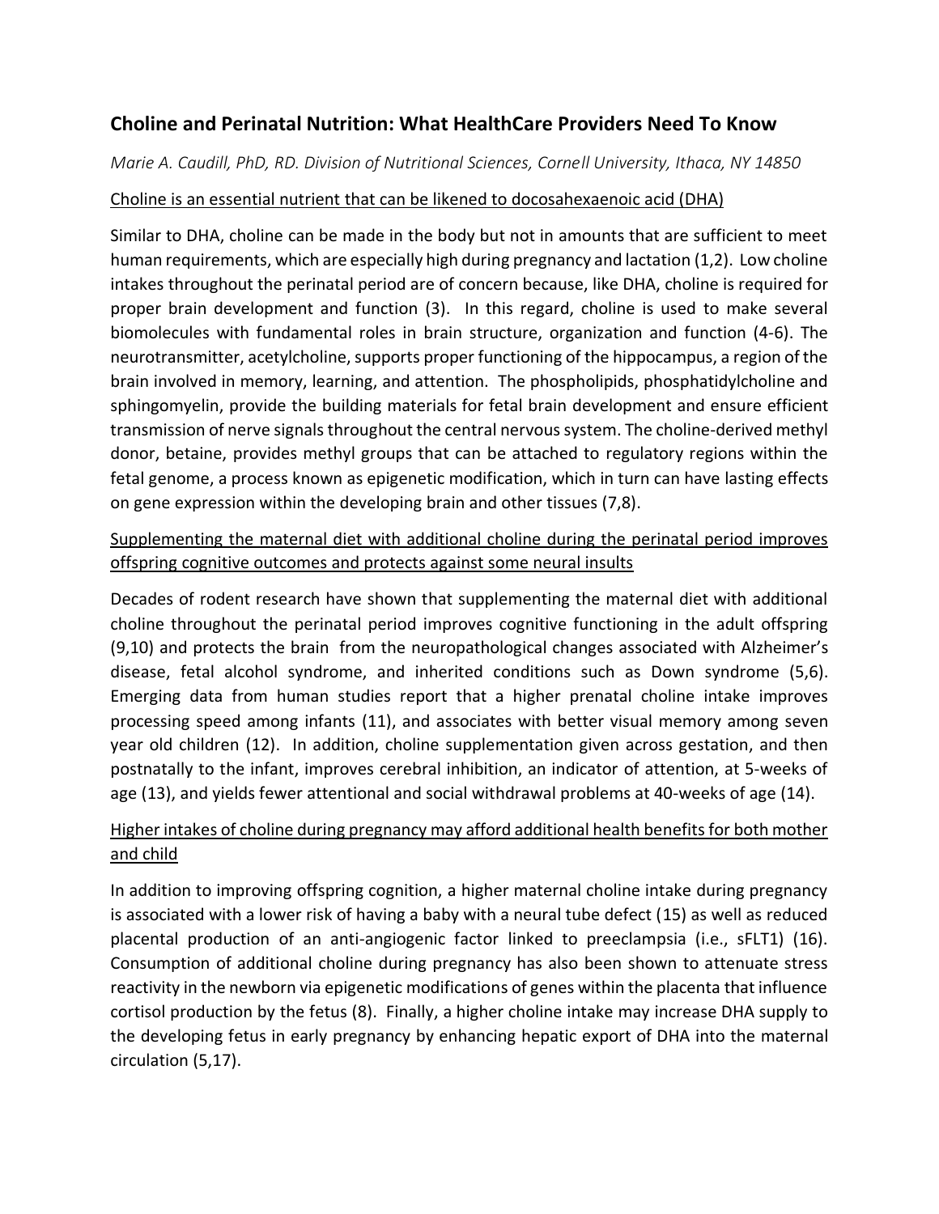# Choline and Perinatal Nutrition: What HealthCare Providers Need To Know

*Marie A. Caudill, PhD, RD. Division of Nutritional Sciences, Cornell University, Ithaca, NY 14850*

<u>Choline is an essential nutrient that can be likened to docosahexaenoic acid (DHA)</u>

Similar to DHA, choline can be made in the body but not in amounts that are sufficient to meet human requirements, which are especially high during pregnancy and lactation (1,2). Low choline intakes throughout the perinatal period are of concern because, like DHA, choline is required for proper brain development and function (3). In this regard, choline is used to make several biomolecules with fundamental roles in brain structure, organization and function (4-6). The neurotransmitter, acetylcholine, supports proper functioning of the hippocampus, a region of the brain involved in memory, learning, and attention. The phospholipids, phosphatidylcholine and sphingomyelin, provide the building materials for fetal brain development and ensure efficient transmission of nerve signals throughout the central nervous system. The choline-derived methyl donor, betaine, provides methyl groups that can be attached to regulatory regions within the fetal genome, a process known as epigenetic modification, which in turn can have lasting effects on gene expression within the developing brain and other tissues (7,8).

<u>Supplementing the maternal diet with additional choline during the perinatal period improves offspring cognitive outcomes and protects against some neural insults</u>

Decades of rodent research have shown that supplementing the maternal diet with additional choline throughout the perinatal period improves cognitive functioning in the adult offspring (9,10) and protects the brain from the neuropathological changes associated with Alzheimer's disease, fetal alcohol syndrome, and inherited conditions such as Down syndrome (5,6). Emerging data from human studies report that a higher prenatal choline intake improves processing speed among infants (11), and associates with better visual memory among seven year old children (12). In addition, choline supplementation given across gestation, and then postnatally to the infant, improves cerebral inhibition, an indicator of attention, at 5-weeks of age (13), and yields fewer attentional and social withdrawal problems at 40-weeks of age (14).

<u>Higher intakes of choline during pregnancy may afford additional health benefits for both mother and child</u>

In addition to improving offspring cognition, a higher maternal choline intake during pregnancy is associated with a lower risk of having a baby with a neural tube defect (15) as well as reduced placental production of an anti-angiogenic factor linked to preeclampsia (i.e., sFLT1) (16). Consumption of additional choline during pregnancy has also been shown to attenuate stress reactivity in the newborn via epigenetic modifications of genes within the placenta that influence cortisol production by the fetus (8). Finally, a higher choline intake may increase DHA supply to the developing fetus in early pregnancy by enhancing hepatic export of DHA into the maternal circulation (5,17).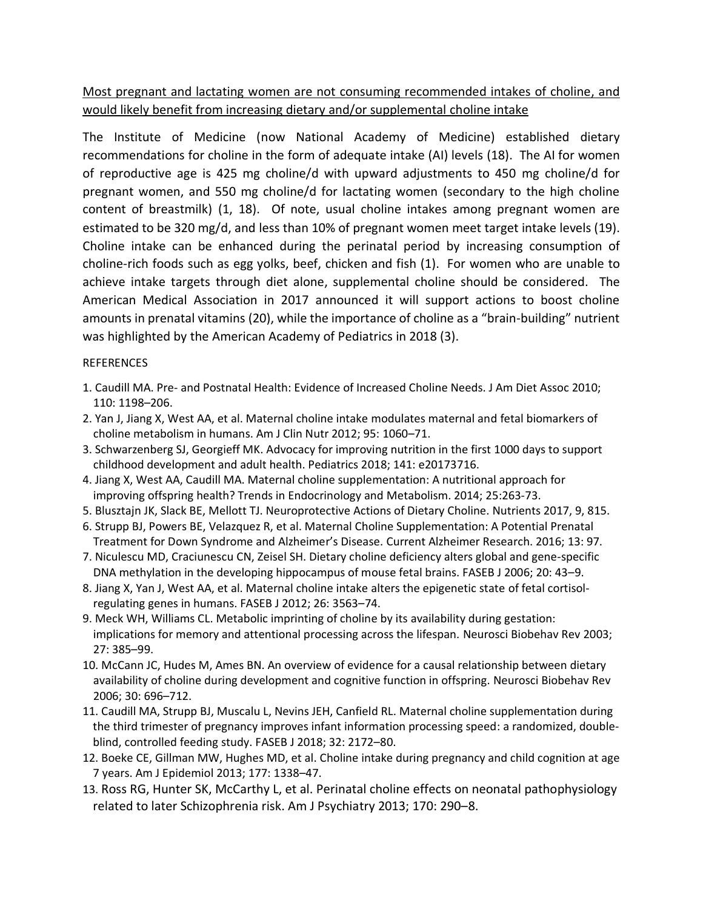Most pregnant and lactating women are not consuming recommended intakes of choline, and would likely benefit from increasing dietary and/or supplemental choline intake

The Institute of Medicine (now National Academy of Medicine) established dietary recommendations for choline in the form of adequate intake (AI) levels (18). The AI for women of reproductive age is 425 mg choline/d with upward adjustments to 450 mg choline/d for pregnant women, and 550 mg choline/d for lactating women (secondary to the high choline content of breastmilk) (1, 18). Of note, usual choline intakes among pregnant women are estimated to be 320 mg/d, and less than 10% of pregnant women meet target intake levels (19). Choline intake can be enhanced during the perinatal period by increasing consumption of choline-rich foods such as egg yolks, beef, chicken and fish (1). For women who are unable to achieve intake targets through diet alone, supplemental choline should be considered. The American Medical Association in 2017 announced it will support actions to boost choline amounts in prenatal vitamins (20), while the importance of choline as a "brain-building" nutrient was highlighted by the American Academy of Pediatrics in 2018 (3).

REFERENCES

1. Caudill MA. Pre- and Postnatal Health: Evidence of Increased Choline Needs. J Am Diet Assoc 2010; 110: 1198–206.
2. Yan J, Jiang X, West AA, et al. Maternal choline intake modulates maternal and fetal biomarkers of choline metabolism in humans. Am J Clin Nutr 2012; 95: 1060–71.
3. Schwarzenberg SJ, Georgieff MK. Advocacy for improving nutrition in the first 1000 days to support childhood development and adult health. Pediatrics 2018; 141: e20173716.
4. Jiang X, West AA, Caudill MA. Maternal choline supplementation: A nutritional approach for improving offspring health? Trends in Endocrinology and Metabolism. 2014; 25:263-73.
5. Blusztajn JK, Slack BE, Mellott TJ. Neuroprotective Actions of Dietary Choline. Nutrients 2017, 9, 815.
6. Strupp BJ, Powers BE, Velazquez R, et al. Maternal Choline Supplementation: A Potential Prenatal Treatment for Down Syndrome and Alzheimer's Disease. Current Alzheimer Research. 2016; 13: 97.
7. Niculescu MD, Craciunescu CN, Zeisel SH. Dietary choline deficiency alters global and gene-specific DNA methylation in the developing hippocampus of mouse fetal brains. FASEB J 2006; 20: 43–9.
8. Jiang X, Yan J, West AA, et al. Maternal choline intake alters the epigenetic state of fetal cortisol-regulating genes in humans. FASEB J 2012; 26: 3563–74.
9. Meck WH, Williams CL. Metabolic imprinting of choline by its availability during gestation: implications for memory and attentional processing across the lifespan. Neurosci Biobehav Rev 2003; 27: 385–99.
10. McCann JC, Hudes M, Ames BN. An overview of evidence for a causal relationship between dietary availability of choline during development and cognitive function in offspring. Neurosci Biobehav Rev 2006; 30: 696–712.
11. Caudill MA, Strupp BJ, Muscalu L, Nevins JEH, Canfield RL. Maternal choline supplementation during the third trimester of pregnancy improves infant information processing speed: a randomized, double-blind, controlled feeding study. FASEB J 2018; 32: 2172–80.
12. Boeke CE, Gillman MW, Hughes MD, et al. Choline intake during pregnancy and child cognition at age 7 years. Am J Epidemiol 2013; 177: 1338–47.
13. Ross RG, Hunter SK, McCarthy L, et al. Perinatal choline effects on neonatal pathophysiology related to later Schizophrenia risk. Am J Psychiatry 2013; 170: 290–8.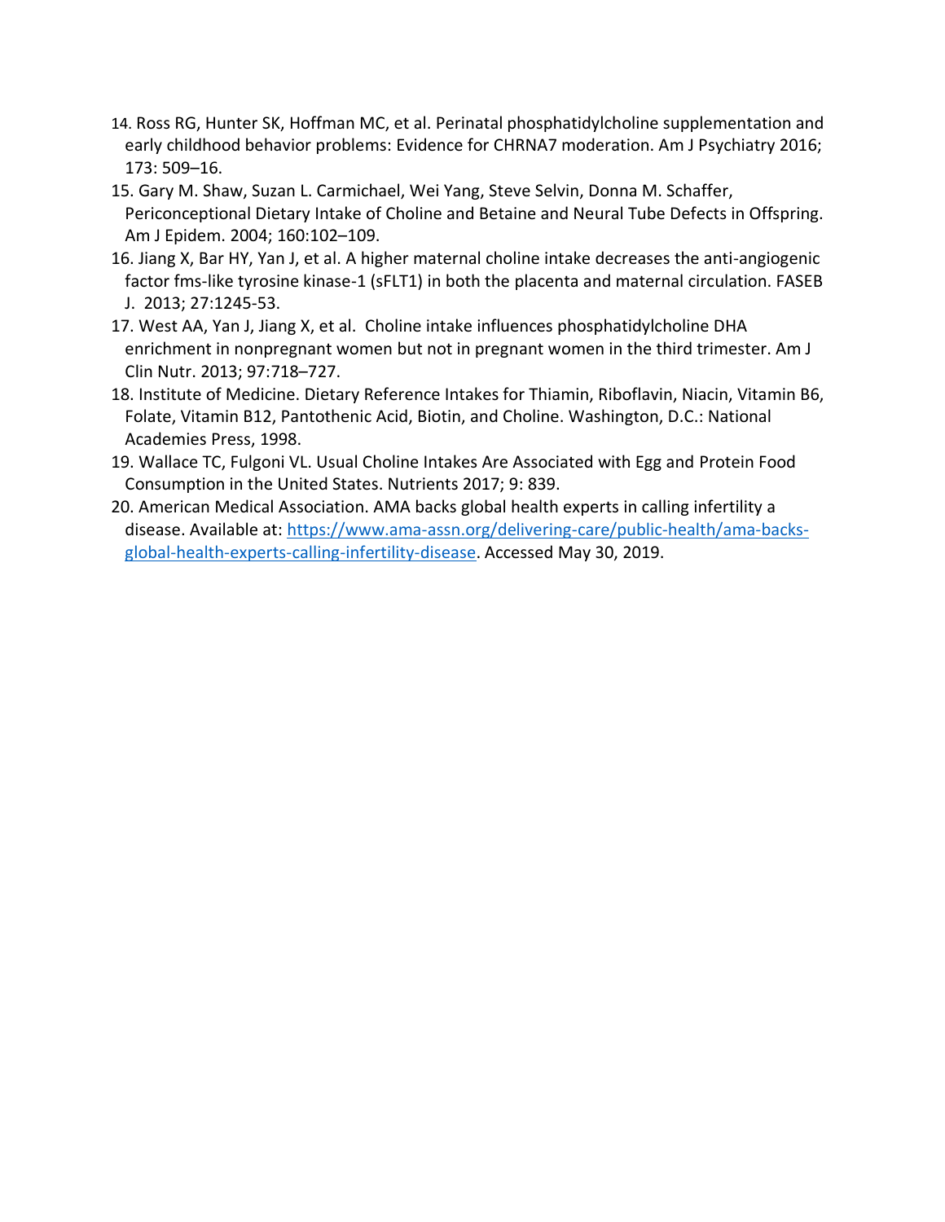14. Ross RG, Hunter SK, Hoffman MC, et al. Perinatal phosphatidylcholine supplementation and early childhood behavior problems: Evidence for CHRNA7 moderation. Am J Psychiatry 2016; 173: 509–16.
15. Gary M. Shaw, Suzan L. Carmichael, Wei Yang, Steve Selvin, Donna M. Schaffer, Periconceptional Dietary Intake of Choline and Betaine and Neural Tube Defects in Offspring. Am J Epidem. 2004; 160:102–109.
16. Jiang X, Bar HY, Yan J, et al. A higher maternal choline intake decreases the anti-angiogenic factor fms-like tyrosine kinase-1 (sFLT1) in both the placenta and maternal circulation. FASEB J. 2013; 27:1245-53.
17. West AA, Yan J, Jiang X, et al. Choline intake influences phosphatidylcholine DHA enrichment in nonpregnant women but not in pregnant women in the third trimester. Am J Clin Nutr. 2013; 97:718–727.
18. Institute of Medicine. Dietary Reference Intakes for Thiamin, Riboflavin, Niacin, Vitamin B6, Folate, Vitamin B12, Pantothenic Acid, Biotin, and Choline. Washington, D.C.: National Academies Press, 1998.
19. Wallace TC, Fulgoni VL. Usual Choline Intakes Are Associated with Egg and Protein Food Consumption in the United States. Nutrients 2017; 9: 839.
20. American Medical Association. AMA backs global health experts in calling infertility a disease. Available at: [https://www.ama-assn.org/delivering-care/public-health/ama-backs-global-health-experts-calling-infertility-disease](https://www.ama-assn.org/delivering-care/public-health/ama-backs-global-health-experts-calling-infertility-disease). Accessed May 30, 2019.